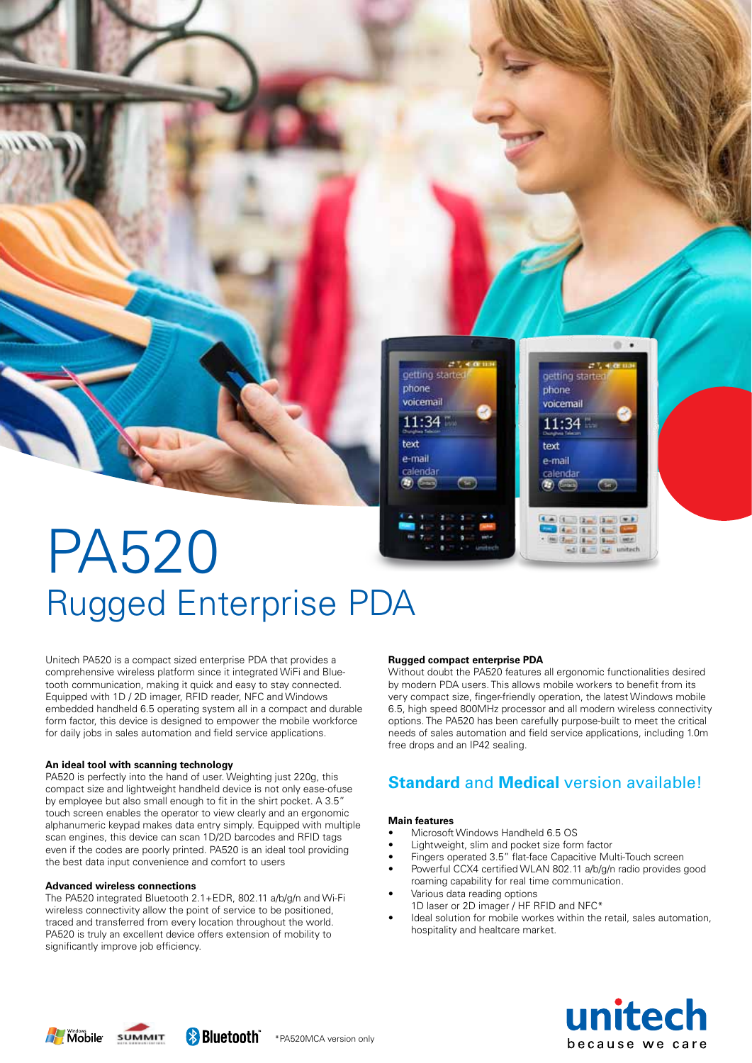# PA520

## Rugged Enterprise PDA

Unitech PA520 is a compact sized enterprise PDA that provides a comprehensive wireless platform since it integrated WiFi and Bluetooth communication, making it quick and easy to stay connected. Equipped with 1D / 2D imager, RFID reader, NFC and Windows embedded handheld 6.5 operating system all in a compact and durable form factor, this device is designed to empower the mobile workforce for daily jobs in sales automation and field service applications.

### An ideal tool with scanning technology

PA520 is perfectly into the hand of user. Weighting just 220g, this compact size and lightweight handheld device is not only ease-ofuse by employee but also small enough to fit in the shirt pocket. A 3.5" touch screen enables the operator to view clearly and an ergonomic alphanumeric keypad makes data entry simply. Equipped with multiple scan engines, this device can scan 1D/2D barcodes and RFID tags even if the codes are poorly printed. PA520 is an ideal tool providing the best data input convenience and comfort to users

### Advanced wireless connections

The PA520 integrated Bluetooth 2.1+EDR, 802.11 a/b/g/n and Wi-Fi wireless connectivity allow the point of service to be positioned, traced and transferred from every location throughout the world. PA520 is truly an excellent device offers extension of mobility to significantly improve job efficiency.

### Rugged compact enterprise PDA

Without doubt the PA520 features all ergonomic functionalities desired by modern PDA users. This allows mobile workers to benefit from its very compact size, finger-friendly operation, the latest Windows mobile 6.5, high speed 800MHz processor and all modern wireless connectivity options. The PA520 has been carefully purpose-built to meet the critical needs of sales automation and field service applications, including 1.0m free drops and an IP42 sealing.

## Standard and Medical version available!

### Main features

- Microsoft Windows Handheld 6.5 OS
- Lightweight, slim and pocket size form factor
- Fingers operated 3.5" flat-face Capacitive Multi-Touch screen
- Powerful CCX4 certified WLAN 802.11 a/b/g/n radio provides good roaming capability for real time communication.
- Various data reading options
  1D laser or 2D imager / HF RFID and NFC*
- Ideal solution for mobile workes within the retail, sales automation, hospitality and healthcare market.

*PA520MCA version only

unitech
because we care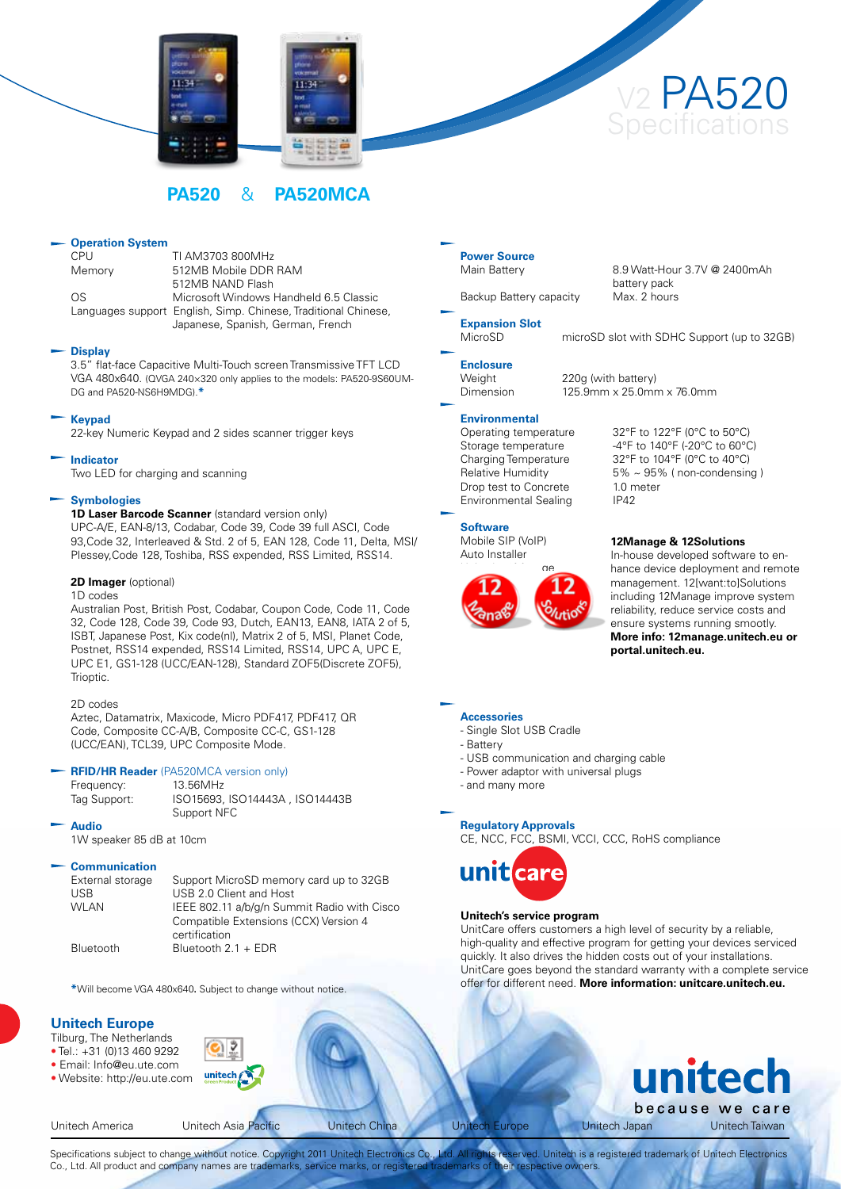# V2 PA520 Specifications

## PA520 & PA520MCA

### Operation System

| | |
|---|---|
| CPU | TI AM3703 800MHz |
| Memory | 512MB Mobile DDR RAM<br>512MB NAND Flash |
| OS | Microsoft Windows Handheld 6.5 Classic |
| Languages support | English, Simp. Chinese, Traditional Chinese, Japanese, Spanish, German, French |

### Display

3.5" flat-face Capacitive Multi-Touch screen Transmissive TFT LCD VGA 480x640. (QVGA 240×320 only applies to the models: PA520-9S60UM-DG and PA520-NS6H9MDG).*

### Keypad

22-key Numeric Keypad and 2 sides scanner trigger keys

### Indicator

Two LED for charging and scanning

### Symbologies

**1D Laser Barcode Scanner** (standard version only)
UPC-A/E, EAN-8/13, Codabar, Code 39, Code 39 full ASCI, Code 93,Code 32, Interleaved & Std. 2 of 5, EAN 128, Code 11, Delta, MSI/Plessey,Code 128, Toshiba, RSS expended, RSS Limited, RSS14.

**2D Imager** (optional)
1D codes
Australian Post, British Post, Codabar, Coupon Code, Code 11, Code 32, Code 128, Code 39, Code 93, Dutch, EAN13, EAN8, IATA 2 of 5, ISBT, Japanese Post, Kix code(nl), Matrix 2 of 5, MSI, Planet Code, Postnet, RSS14 expended, RSS14 Limited, RSS14, UPC A, UPC E, UPC E1, GS1-128 (UCC/EAN-128), Standard ZOF5(Discrete ZOF5), Trioptic.

2D codes
Aztec, Datamatrix, Maxicode, Micro PDF417, PDF417, QR Code, Composite CC-A/B, Composite CC-C, GS1-128 (UCC/EAN), TCL39, UPC Composite Mode.

### RFID/HR Reader (PA520MCA version only)

| | |
|---|---|
| Frequency: | 13.56MHz |
| Tag Support: | ISO15693, ISO14443A , ISO14443B<br>Support NFC |

### Audio

1W speaker 85 dB at 10cm

### Communication

| | |
|---|---|
| External storage | Support MicroSD memory card up to 32GB |
| USB | USB 2.0 Client and Host |
| WLAN | IEEE 802.11 a/b/g/n Summit Radio with Cisco Compatible Extensions (CCX) Version 4 certification |
| Bluetooth | Bluetooth 2.1 + EDR |

*Will become VGA 480x640. Subject to change without notice.

### Power Source

| | |
|---|---|
| Main Battery | 8.9 Watt-Hour 3.7V @ 2400mAh battery pack |
| Backup Battery capacity | Max. 2 hours |

### Expansion Slot

| | |
|---|---|
| MicroSD | microSD slot with SDHC Support (up to 32GB) |

### Enclosure

| | |
|---|---|
| Weight | 220g (with battery) |
| Dimension | 125.9mm x 25.0mm x 76.0mm |

### Environmental

| | |
|---|---|
| Operating temperature | 32°F to 122°F (0°C to 50°C) |
| Storage temperature | -4°F to 140°F (-20°C to 60°C) |
| Charging Temperature | 32°F to 104°F (0°C to 40°C) |
| Relative Humidity | 5% ~ 95% ( non-condensing ) |
| Drop test to Concrete | 1.0 meter |
| Environmental Sealing | IP42 |

### Software

Mobile SIP (VoIP)
Auto Installer

**12Manage & 12Solutions**
In-house developed software to enhance device deployment and remote management. 12[want:to]Solutions including 12Manage improve system reliability, reduce service costs and ensure systems running smootly. **More info: 12manage.unitech.eu or portal.unitech.eu.**

### Accessories

- Single Slot USB Cradle
- Battery
- USB communication and charging cable
- Power adaptor with universal plugs
- and many more

### Regulatory Approvals

CE, NCC, FCC, BSMI, VCCI, CCC, RoHS compliance

**Unitech's service program**
UnitCare offers customers a high level of security by a reliable, high-quality and effective program for getting your devices serviced quickly. It also drives the hidden costs out of your installations. UnitCare goes beyond the standard warranty with a complete service offer for different need. **More information: unitcare.unitech.eu.**

## Unitech Europe

Tilburg, The Netherlands
- Tel.: +31 (0)13 460 9292
- Email: Info@eu.ute.com
- Website: http://eu.ute.com

unitech — because we care

Unitech America | Unitech Asia Pacific | Unitech China | Unitech Europe | Unitech Japan | Unitech Taiwan

Specifications subject to change without notice. Copyright 2011 Unitech Electronics Co., Ltd. All rights reserved. Unitech is a registered trademark of Unitech Electronics Co., Ltd. All product and company names are trademarks, service marks, or registered trademarks of their respective owners.